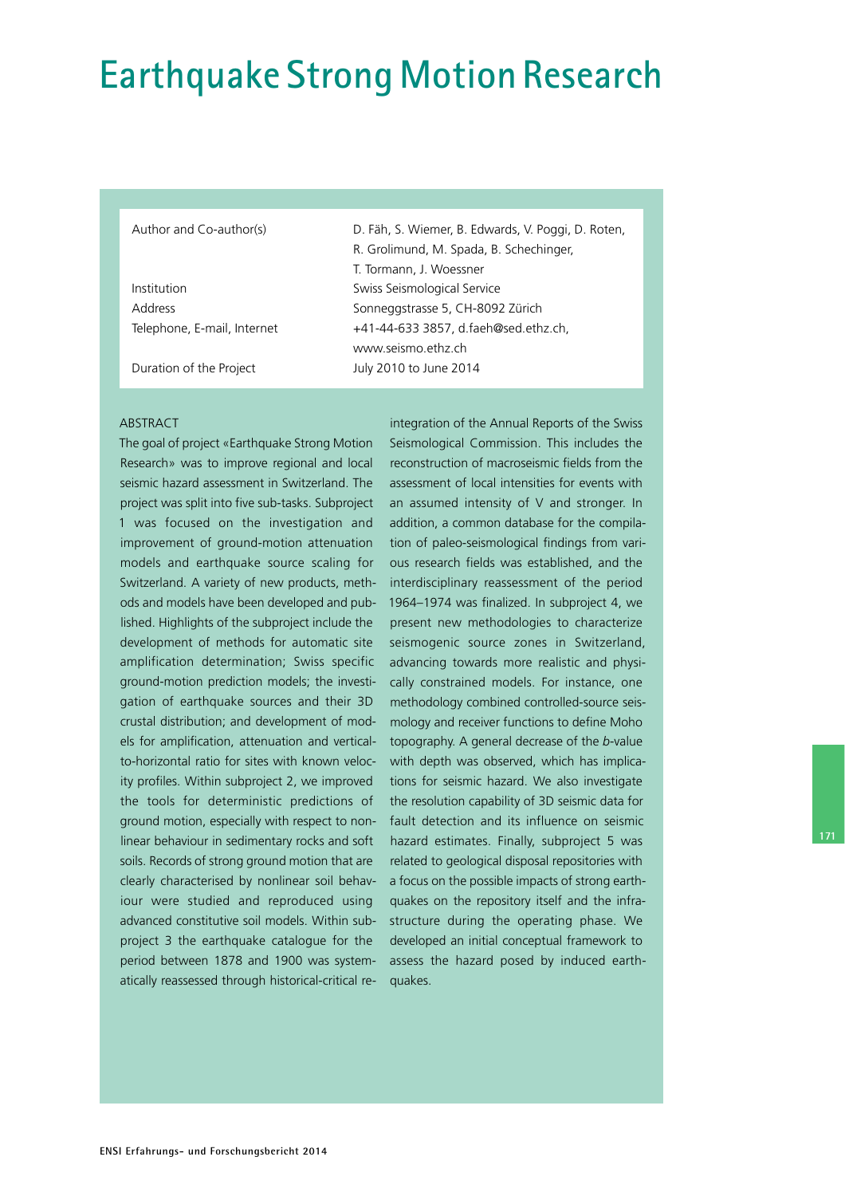# Earthquake Strong Motion Research

| | |
|---|---|
| Author and Co-author(s) | D. Fäh, S. Wiemer, B. Edwards, V. Poggi, D. Roten, R. Grolimund, M. Spada, B. Schechinger, T. Tormann, J. Woessner |
| Institution | Swiss Seismological Service |
| Address | Sonneggstrasse 5, CH-8092 Zürich |
| Telephone, E-mail, Internet | +41-44-633 3857, d.faeh@sed.ethz.ch, www.seismo.ethz.ch |
| Duration of the Project | July 2010 to June 2014 |

ABSTRACT

The goal of project «Earthquake Strong Motion Research» was to improve regional and local seismic hazard assessment in Switzerland. The project was split into five sub-tasks. Subproject 1 was focused on the investigation and improvement of ground-motion attenuation models and earthquake source scaling for Switzerland. A variety of new products, methods and models have been developed and published. Highlights of the subproject include the development of methods for automatic site amplification determination; Swiss specific ground-motion prediction models; the investigation of earthquake sources and their 3D crustal distribution; and development of models for amplification, attenuation and vertical-to-horizontal ratio for sites with known velocity profiles. Within subproject 2, we improved the tools for deterministic predictions of ground motion, especially with respect to nonlinear behaviour in sedimentary rocks and soft soils. Records of strong ground motion that are clearly characterised by nonlinear soil behaviour were studied and reproduced using advanced constitutive soil models. Within subproject 3 the earthquake catalogue for the period between 1878 and 1900 was systematically reassessed through historical-critical reintegration of the Annual Reports of the Swiss Seismological Commission. This includes the reconstruction of macroseismic fields from the assessment of local intensities for events with an assumed intensity of V and stronger. In addition, a common database for the compilation of paleo-seismological findings from various research fields was established, and the interdisciplinary reassessment of the period 1964–1974 was finalized. In subproject 4, we present new methodologies to characterize seismogenic source zones in Switzerland, advancing towards more realistic and physically constrained models. For instance, one methodology combined controlled-source seismology and receiver functions to define Moho topography. A general decrease of the *b*-value with depth was observed, which has implications for seismic hazard. We also investigate the resolution capability of 3D seismic data for fault detection and its influence on seismic hazard estimates. Finally, subproject 5 was related to geological disposal repositories with a focus on the possible impacts of strong earthquakes on the repository itself and the infrastructure during the operating phase. We developed an initial conceptual framework to assess the hazard posed by induced earthquakes.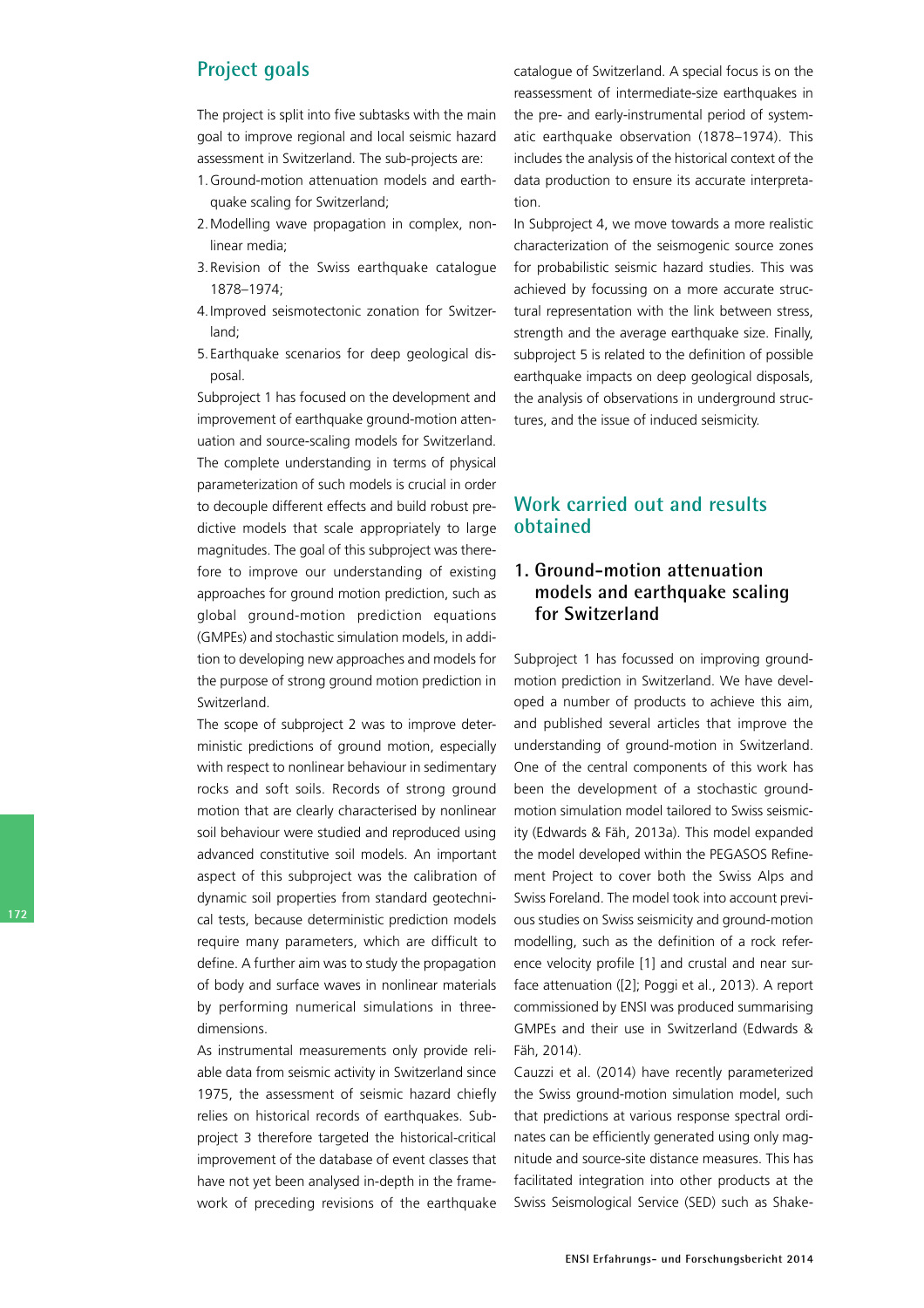## Project goals

The project is split into five subtasks with the main goal to improve regional and local seismic hazard assessment in Switzerland. The sub-projects are:

1. Ground-motion attenuation models and earthquake scaling for Switzerland;
2. Modelling wave propagation in complex, nonlinear media;
3. Revision of the Swiss earthquake catalogue 1878–1974;
4. Improved seismotectonic zonation for Switzerland;
5. Earthquake scenarios for deep geological disposal.

Subproject 1 has focused on the development and improvement of earthquake ground-motion attenuation and source-scaling models for Switzerland. The complete understanding in terms of physical parameterization of such models is crucial in order to decouple different effects and build robust predictive models that scale appropriately to large magnitudes. The goal of this subproject was therefore to improve our understanding of existing approaches for ground motion prediction, such as global ground-motion prediction equations (GMPEs) and stochastic simulation models, in addition to developing new approaches and models for the purpose of strong ground motion prediction in Switzerland.

The scope of subproject 2 was to improve deterministic predictions of ground motion, especially with respect to nonlinear behaviour in sedimentary rocks and soft soils. Records of strong ground motion that are clearly characterised by nonlinear soil behaviour were studied and reproduced using advanced constitutive soil models. An important aspect of this subproject was the calibration of dynamic soil properties from standard geotechnical tests, because deterministic prediction models require many parameters, which are difficult to define. A further aim was to study the propagation of body and surface waves in nonlinear materials by performing numerical simulations in three-dimensions.

As instrumental measurements only provide reliable data from seismic activity in Switzerland since 1975, the assessment of seismic hazard chiefly relies on historical records of earthquakes. Subproject 3 therefore targeted the historical-critical improvement of the database of event classes that have not yet been analysed in-depth in the framework of preceding revisions of the earthquake catalogue of Switzerland. A special focus is on the reassessment of intermediate-size earthquakes in the pre- and early-instrumental period of systematic earthquake observation (1878–1974). This includes the analysis of the historical context of the data production to ensure its accurate interpretation.

In Subproject 4, we move towards a more realistic characterization of the seismogenic source zones for probabilistic seismic hazard studies. This was achieved by focussing on a more accurate structural representation with the link between stress, strength and the average earthquake size. Finally, subproject 5 is related to the definition of possible earthquake impacts on deep geological disposals, the analysis of observations in underground structures, and the issue of induced seismicity.

## Work carried out and results obtained

### 1. Ground-motion attenuation models and earthquake scaling for Switzerland

Subproject 1 has focussed on improving ground-motion prediction in Switzerland. We have developed a number of products to achieve this aim, and published several articles that improve the understanding of ground-motion in Switzerland. One of the central components of this work has been the development of a stochastic ground-motion simulation model tailored to Swiss seismicity (Edwards & Fäh, 2013a). This model expanded the model developed within the PEGASOS Refinement Project to cover both the Swiss Alps and Swiss Foreland. The model took into account previous studies on Swiss seismicity and ground-motion modelling, such as the definition of a rock reference velocity profile [1] and crustal and near surface attenuation ([2]; Poggi et al., 2013). A report commissioned by ENSI was produced summarising GMPEs and their use in Switzerland (Edwards & Fäh, 2014).

Cauzzi et al. (2014) have recently parameterized the Swiss ground-motion simulation model, such that predictions at various response spectral ordinates can be efficiently generated using only magnitude and source-site distance measures. This has facilitated integration into other products at the Swiss Seismological Service (SED) such as Shake-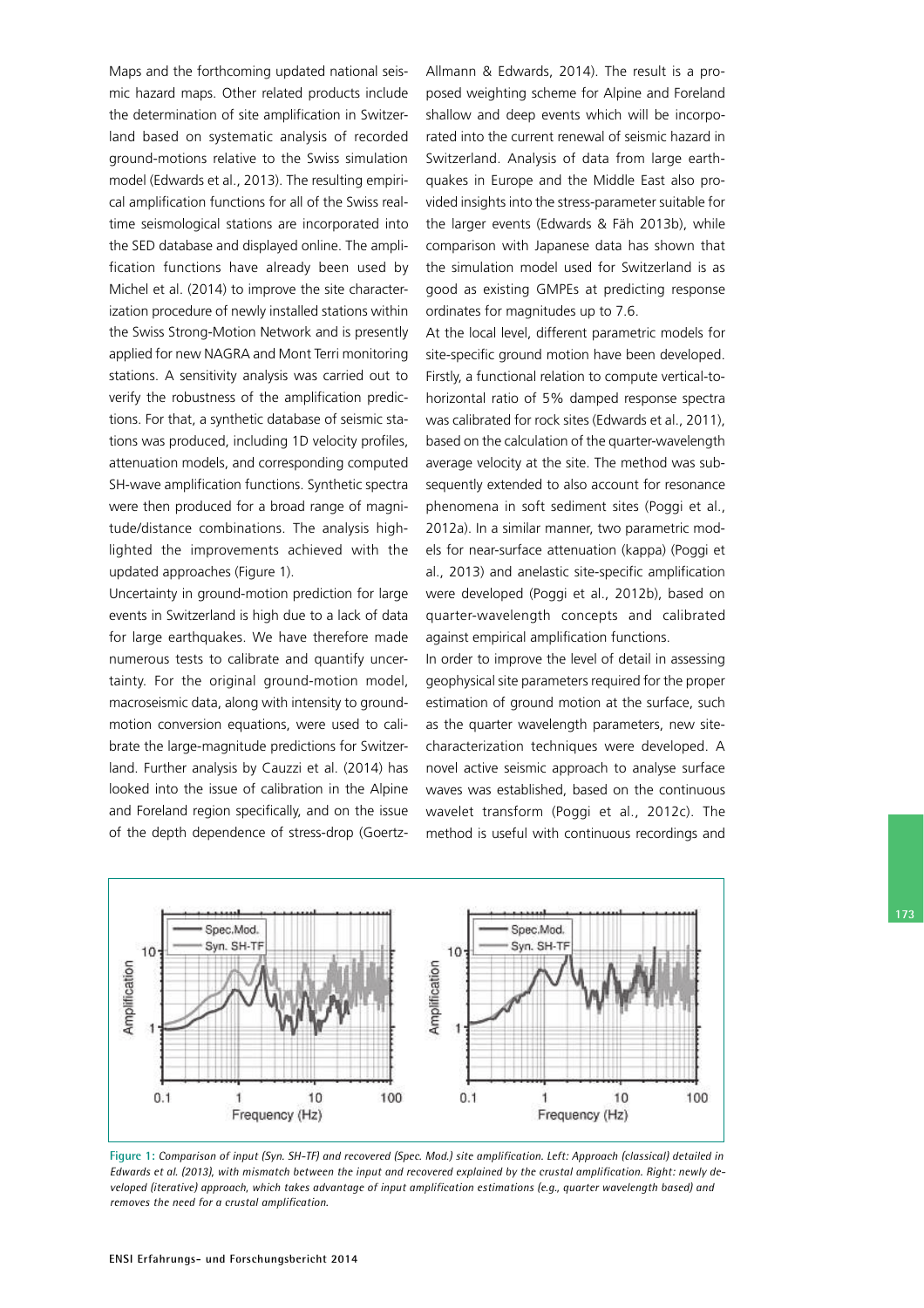Maps and the forthcoming updated national seismic hazard maps. Other related products include the determination of site amplification in Switzerland based on systematic analysis of recorded ground-motions relative to the Swiss simulation model (Edwards et al., 2013). The resulting empirical amplification functions for all of the Swiss real-time seismological stations are incorporated into the SED database and displayed online. The amplification functions have already been used by Michel et al. (2014) to improve the site characterization procedure of newly installed stations within the Swiss Strong-Motion Network and is presently applied for new NAGRA and Mont Terri monitoring stations. A sensitivity analysis was carried out to verify the robustness of the amplification predictions. For that, a synthetic database of seismic stations was produced, including 1D velocity profiles, attenuation models, and corresponding computed SH-wave amplification functions. Synthetic spectra were then produced for a broad range of magnitude/distance combinations. The analysis highlighted the improvements achieved with the updated approaches (Figure 1).

Uncertainty in ground-motion prediction for large events in Switzerland is high due to a lack of data for large earthquakes. We have therefore made numerous tests to calibrate and quantify uncertainty. For the original ground-motion model, macroseismic data, along with intensity to ground-motion conversion equations, were used to calibrate the large-magnitude predictions for Switzerland. Further analysis by Cauzzi et al. (2014) has looked into the issue of calibration in the Alpine and Foreland region specifically, and on the issue of the depth dependence of stress-drop (Goertz-Allmann & Edwards, 2014). The result is a proposed weighting scheme for Alpine and Foreland shallow and deep events which will be incorporated into the current renewal of seismic hazard in Switzerland. Analysis of data from large earthquakes in Europe and the Middle East also provided insights into the stress-parameter suitable for the larger events (Edwards & Fäh 2013b), while comparison with Japanese data has shown that the simulation model used for Switzerland is as good as existing GMPEs at predicting response ordinates for magnitudes up to 7.6.

At the local level, different parametric models for site-specific ground motion have been developed. Firstly, a functional relation to compute vertical-to-horizontal ratio of 5% damped response spectra was calibrated for rock sites (Edwards et al., 2011), based on the calculation of the quarter-wavelength average velocity at the site. The method was subsequently extended to also account for resonance phenomena in soft sediment sites (Poggi et al., 2012a). In a similar manner, two parametric models for near-surface attenuation (kappa) (Poggi et al., 2013) and anelastic site-specific amplification were developed (Poggi et al., 2012b), based on quarter-wavelength concepts and calibrated against empirical amplification functions.

In order to improve the level of detail in assessing geophysical site parameters required for the proper estimation of ground motion at the surface, such as the quarter wavelength parameters, new site-characterization techniques were developed. A novel active seismic approach to analyse surface waves was established, based on the continuous wavelet transform (Poggi et al., 2012c). The method is useful with continuous recordings and

**Figure 1:** *Comparison of input (Syn. SH-TF) and recovered (Spec. Mod.) site amplification. Left: Approach (classical) detailed in Edwards et al. (2013), with mismatch between the input and recovered explained by the crustal amplification. Right: newly developed (iterative) approach, which takes advantage of input amplification estimations (e.g., quarter wavelength based) and removes the need for a crustal amplification.*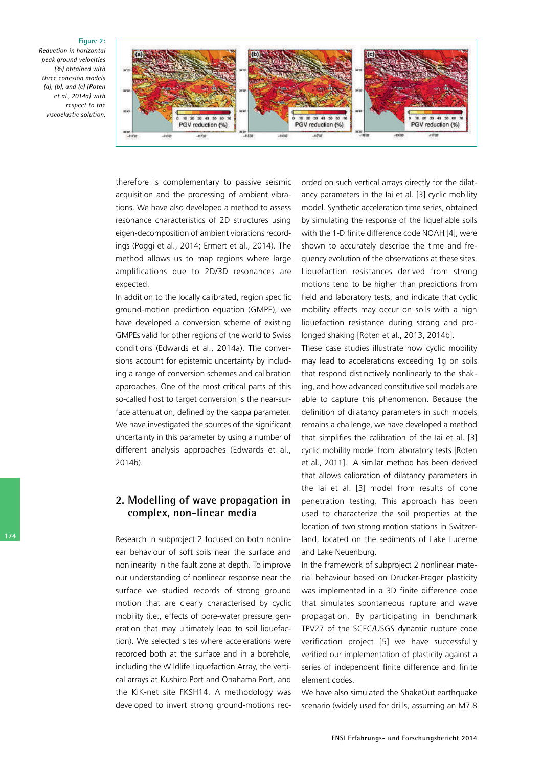**Figure 2:** *Reduction in horizontal peak ground velocities (%) obtained with three cohesion models (a), (b), and (c) (Roten et al., 2014a) with respect to the viscoelastic solution.*

therefore is complementary to passive seismic acquisition and the processing of ambient vibrations. We have also developed a method to assess resonance characteristics of 2D structures using eigen-decomposition of ambient vibrations recordings (Poggi et al., 2014; Ermert et al., 2014). The method allows us to map regions where large amplifications due to 2D/3D resonances are expected.

In addition to the locally calibrated, region specific ground-motion prediction equation (GMPE), we have developed a conversion scheme of existing GMPEs valid for other regions of the world to Swiss conditions (Edwards et al., 2014a). The conversions account for epistemic uncertainty by including a range of conversion schemes and calibration approaches. One of the most critical parts of this so-called host to target conversion is the near-surface attenuation, defined by the kappa parameter. We have investigated the sources of the significant uncertainty in this parameter by using a number of different analysis approaches (Edwards et al., 2014b).

## 2. Modelling of wave propagation in complex, non-linear media

Research in subproject 2 focused on both nonlinear behaviour of soft soils near the surface and nonlinearity in the fault zone at depth. To improve our understanding of nonlinear response near the surface we studied records of strong ground motion that are clearly characterised by cyclic mobility (i.e., effects of pore-water pressure generation that may ultimately lead to soil liquefaction). We selected sites where accelerations were recorded both at the surface and in a borehole, including the Wildlife Liquefaction Array, the vertical arrays at Kushiro Port and Onahama Port, and the KiK-net site FKSH14. A methodology was developed to invert strong ground-motions recorded on such vertical arrays directly for the dilatancy parameters in the Iai et al. [3] cyclic mobility model. Synthetic acceleration time series, obtained by simulating the response of the liquefiable soils with the 1-D finite difference code NOAH [4], were shown to accurately describe the time and frequency evolution of the observations at these sites. Liquefaction resistances derived from strong motions tend to be higher than predictions from field and laboratory tests, and indicate that cyclic mobility effects may occur on soils with a high liquefaction resistance during strong and prolonged shaking [Roten et al., 2013, 2014b].

These case studies illustrate how cyclic mobility may lead to accelerations exceeding 1g on soils that respond distinctively nonlinearly to the shaking, and how advanced constitutive soil models are able to capture this phenomenon. Because the definition of dilatancy parameters in such models remains a challenge, we have developed a method that simplifies the calibration of the Iai et al. [3] cyclic mobility model from laboratory tests [Roten et al., 2011]. A similar method has been derived that allows calibration of dilatancy parameters in the Iai et al. [3] model from results of cone penetration testing. This approach has been used to characterize the soil properties at the location of two strong motion stations in Switzerland, located on the sediments of Lake Lucerne and Lake Neuenburg.

In the framework of subproject 2 nonlinear material behaviour based on Drucker-Prager plasticity was implemented in a 3D finite difference code that simulates spontaneous rupture and wave propagation. By participating in benchmark TPV27 of the SCEC/USGS dynamic rupture code verification project [5] we have successfully verified our implementation of plasticity against a series of independent finite difference and finite element codes.

We have also simulated the ShakeOut earthquake scenario (widely used for drills, assuming an M7.8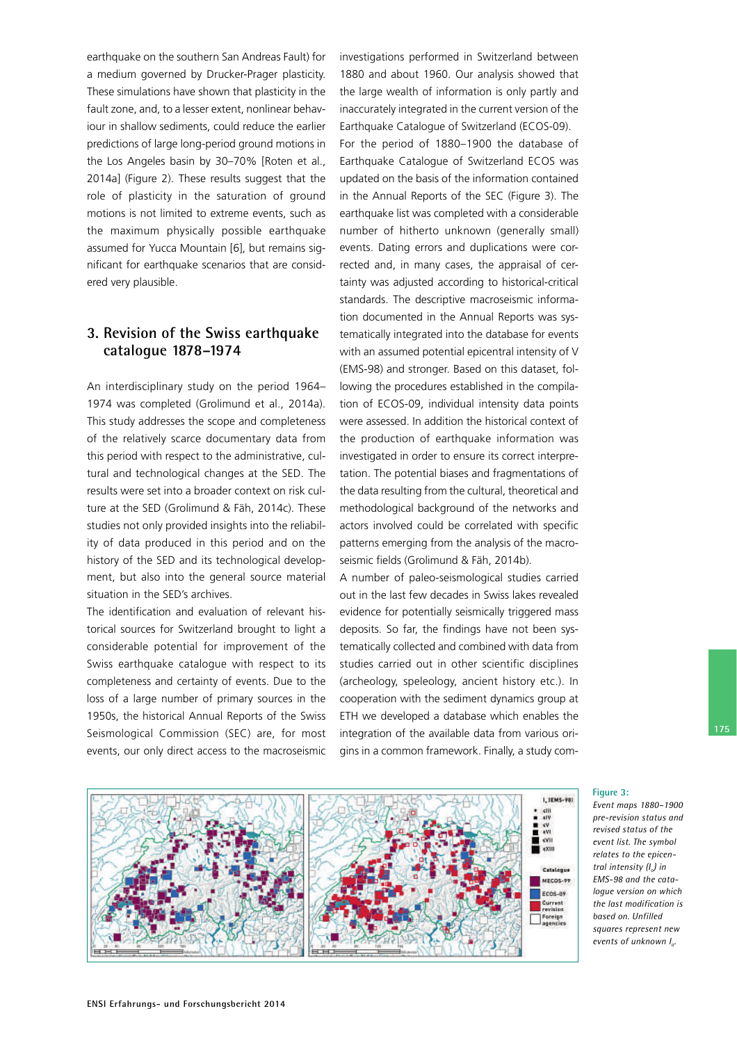earthquake on the southern San Andreas Fault) for a medium governed by Drucker-Prager plasticity. These simulations have shown that plasticity in the fault zone, and, to a lesser extent, nonlinear behaviour in shallow sediments, could reduce the earlier predictions of large long-period ground motions in the Los Angeles basin by 30–70% [Roten et al., 2014a] (Figure 2). These results suggest that the role of plasticity in the saturation of ground motions is not limited to extreme events, such as the maximum physically possible earthquake assumed for Yucca Mountain [6], but remains significant for earthquake scenarios that are considered very plausible.

## 3. Revision of the Swiss earthquake catalogue 1878–1974

An interdisciplinary study on the period 1964–1974 was completed (Grolimund et al., 2014a). This study addresses the scope and completeness of the relatively scarce documentary data from this period with respect to the administrative, cultural and technological changes at the SED. The results were set into a broader context on risk culture at the SED (Grolimund & Fäh, 2014c). These studies not only provided insights into the reliability of data produced in this period and on the history of the SED and its technological development, but also into the general source material situation in the SED's archives.

The identification and evaluation of relevant historical sources for Switzerland brought to light a considerable potential for improvement of the Swiss earthquake catalogue with respect to its completeness and certainty of events. Due to the loss of a large number of primary sources in the 1950s, the historical Annual Reports of the Swiss Seismological Commission (SEC) are, for most events, our only direct access to the macroseismic investigations performed in Switzerland between 1880 and about 1960. Our analysis showed that the large wealth of information is only partly and inaccurately integrated in the current version of the Earthquake Catalogue of Switzerland (ECOS-09).

For the period of 1880–1900 the database of Earthquake Catalogue of Switzerland ECOS was updated on the basis of the information contained in the Annual Reports of the SEC (Figure 3). The earthquake list was completed with a considerable number of hitherto unknown (generally small) events. Dating errors and duplications were corrected and, in many cases, the appraisal of certainty was adjusted according to historical-critical standards. The descriptive macroseismic information documented in the Annual Reports was systematically integrated into the database for events with an assumed potential epicentral intensity of V (EMS-98) and stronger. Based on this dataset, following the procedures established in the compilation of ECOS-09, individual intensity data points were assessed. In addition the historical context of the production of earthquake information was investigated in order to ensure its correct interpretation. The potential biases and fragmentations of the data resulting from the cultural, theoretical and methodological background of the networks and actors involved could be correlated with specific patterns emerging from the analysis of the macroseismic fields (Grolimund & Fäh, 2014b).

A number of paleo-seismological studies carried out in the last few decades in Swiss lakes revealed evidence for potentially seismically triggered mass deposits. So far, the findings have not been systematically collected and combined with data from studies carried out in other scientific disciplines (archeology, speleology, ancient history etc.). In cooperation with the sediment dynamics group at ETH we developed a database which enables the integration of the available data from various origins in a common framework. Finally, a study com-

**Figure 3:** *Event maps 1880–1900 pre-revision status and revised status of the event list. The symbol relates to the epicentral intensity ($I_o$) in EMS-98 and the catalogue version on which the last modification is based on. Unfilled squares represent new events of unknown $I_o$.*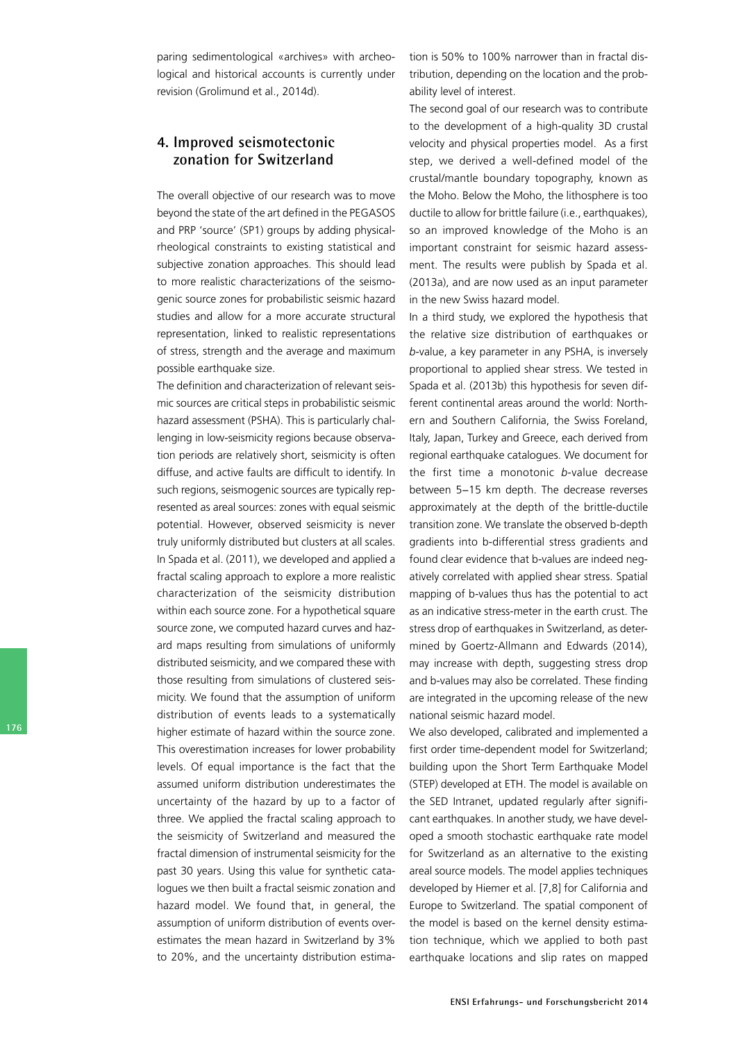paring sedimentological «archives» with archeological and historical accounts is currently under revision (Grolimund et al., 2014d).

## 4. Improved seismotectonic zonation for Switzerland

The overall objective of our research was to move beyond the state of the art defined in the PEGASOS and PRP 'source' (SP1) groups by adding physical-rheological constraints to existing statistical and subjective zonation approaches. This should lead to more realistic characterizations of the seismogenic source zones for probabilistic seismic hazard studies and allow for a more accurate structural representation, linked to realistic representations of stress, strength and the average and maximum possible earthquake size.

The definition and characterization of relevant seismic sources are critical steps in probabilistic seismic hazard assessment (PSHA). This is particularly challenging in low-seismicity regions because observation periods are relatively short, seismicity is often diffuse, and active faults are difficult to identify. In such regions, seismogenic sources are typically represented as areal sources: zones with equal seismic potential. However, observed seismicity is never truly uniformly distributed but clusters at all scales. In Spada et al. (2011), we developed and applied a fractal scaling approach to explore a more realistic characterization of the seismicity distribution within each source zone. For a hypothetical square source zone, we computed hazard curves and hazard maps resulting from simulations of uniformly distributed seismicity, and we compared these with those resulting from simulations of clustered seismicity. We found that the assumption of uniform distribution of events leads to a systematically higher estimate of hazard within the source zone. This overestimation increases for lower probability levels. Of equal importance is the fact that the assumed uniform distribution underestimates the uncertainty of the hazard by up to a factor of three. We applied the fractal scaling approach to the seismicity of Switzerland and measured the fractal dimension of instrumental seismicity for the past 30 years. Using this value for synthetic catalogues we then built a fractal seismic zonation and hazard model. We found that, in general, the assumption of uniform distribution of events overestimates the mean hazard in Switzerland by 3% to 20%, and the uncertainty distribution estimation is 50% to 100% narrower than in fractal distribution, depending on the location and the probability level of interest.

The second goal of our research was to contribute to the development of a high-quality 3D crustal velocity and physical properties model. As a first step, we derived a well-defined model of the crustal/mantle boundary topography, known as the Moho. Below the Moho, the lithosphere is too ductile to allow for brittle failure (i.e., earthquakes), so an improved knowledge of the Moho is an important constraint for seismic hazard assessment. The results were publish by Spada et al. (2013a), and are now used as an input parameter in the new Swiss hazard model.

In a third study, we explored the hypothesis that the relative size distribution of earthquakes or *b*-value, a key parameter in any PSHA, is inversely proportional to applied shear stress. We tested in Spada et al. (2013b) this hypothesis for seven different continental areas around the world: Northern and Southern California, the Swiss Foreland, Italy, Japan, Turkey and Greece, each derived from regional earthquake catalogues. We document for the first time a monotonic *b*-value decrease between 5–15 km depth. The decrease reverses approximately at the depth of the brittle-ductile transition zone. We translate the observed b-depth gradients into b-differential stress gradients and found clear evidence that b-values are indeed negatively correlated with applied shear stress. Spatial mapping of b-values thus has the potential to act as an indicative stress-meter in the earth crust. The stress drop of earthquakes in Switzerland, as determined by Goertz-Allmann and Edwards (2014), may increase with depth, suggesting stress drop and b-values may also be correlated. These finding are integrated in the upcoming release of the new national seismic hazard model.

We also developed, calibrated and implemented a first order time-dependent model for Switzerland; building upon the Short Term Earthquake Model (STEP) developed at ETH. The model is available on the SED Intranet, updated regularly after significant earthquakes. In another study, we have developed a smooth stochastic earthquake rate model for Switzerland as an alternative to the existing areal source models. The model applies techniques developed by Hiemer et al. [7,8] for California and Europe to Switzerland. The spatial component of the model is based on the kernel density estimation technique, which we applied to both past earthquake locations and slip rates on mapped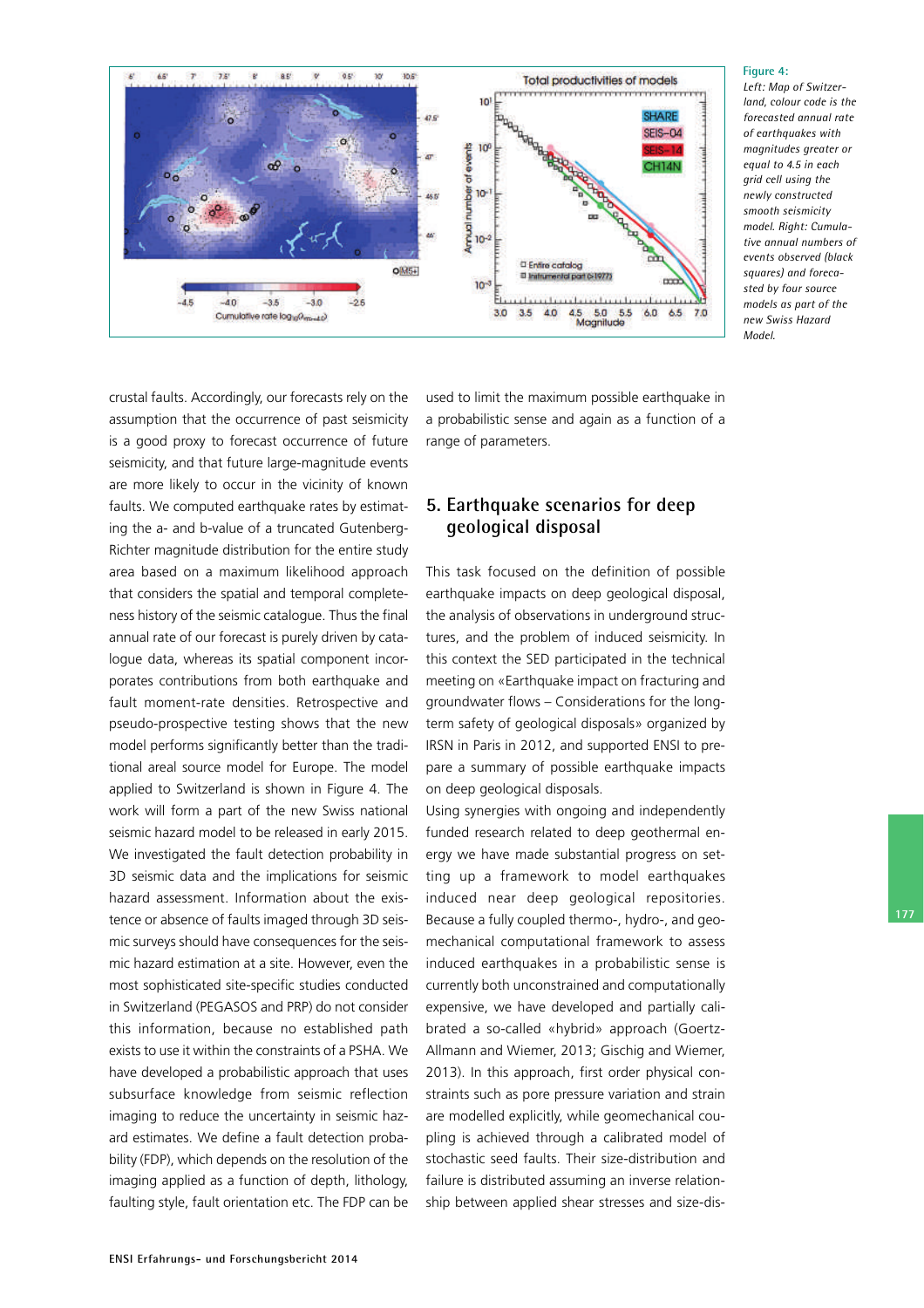**Figure 4:**
*Left: Map of Switzerland, colour code is the forecasted annual rate of earthquakes with magnitudes greater or equal to 4.5 in each grid cell using the newly constructed smooth seismicity model. Right: Cumulative annual numbers of events observed (black squares) and forecasted by four source models as part of the new Swiss Hazard Model.*

crustal faults. Accordingly, our forecasts rely on the assumption that the occurrence of past seismicity is a good proxy to forecast occurrence of future seismicity, and that future large-magnitude events are more likely to occur in the vicinity of known faults. We computed earthquake rates by estimating the a- and b-value of a truncated Gutenberg-Richter magnitude distribution for the entire study area based on a maximum likelihood approach that considers the spatial and temporal completeness history of the seismic catalogue. Thus the final annual rate of our forecast is purely driven by catalogue data, whereas its spatial component incorporates contributions from both earthquake and fault moment-rate densities. Retrospective and pseudo-prospective testing shows that the new model performs significantly better than the traditional areal source model for Europe. The model applied to Switzerland is shown in Figure 4. The work will form a part of the new Swiss national seismic hazard model to be released in early 2015. We investigated the fault detection probability in 3D seismic data and the implications for seismic hazard assessment. Information about the existence or absence of faults imaged through 3D seismic surveys should have consequences for the seismic hazard estimation at a site. However, even the most sophisticated site-specific studies conducted in Switzerland (PEGASOS and PRP) do not consider this information, because no established path exists to use it within the constraints of a PSHA. We have developed a probabilistic approach that uses subsurface knowledge from seismic reflection imaging to reduce the uncertainty in seismic hazard estimates. We define a fault detection probability (FDP), which depends on the resolution of the imaging applied as a function of depth, lithology, faulting style, fault orientation etc. The FDP can be used to limit the maximum possible earthquake in a probabilistic sense and again as a function of a range of parameters.

## 5. Earthquake scenarios for deep geological disposal

This task focused on the definition of possible earthquake impacts on deep geological disposal, the analysis of observations in underground structures, and the problem of induced seismicity. In this context the SED participated in the technical meeting on «Earthquake impact on fracturing and groundwater flows – Considerations for the long-term safety of geological disposals» organized by IRSN in Paris in 2012, and supported ENSI to prepare a summary of possible earthquake impacts on deep geological disposals.

Using synergies with ongoing and independently funded research related to deep geothermal energy we have made substantial progress on setting up a framework to model earthquakes induced near deep geological repositories. Because a fully coupled thermo-, hydro-, and geomechanical computational framework to assess induced earthquakes in a probabilistic sense is currently both unconstrained and computationally expensive, we have developed and partially calibrated a so-called «hybrid» approach (Goertz-Allmann and Wiemer, 2013; Gischig and Wiemer, 2013). In this approach, first order physical constraints such as pore pressure variation and strain are modelled explicitly, while geomechanical coupling is achieved through a calibrated model of stochastic seed faults. Their size-distribution and failure is distributed assuming an inverse relationship between applied shear stresses and size-dis-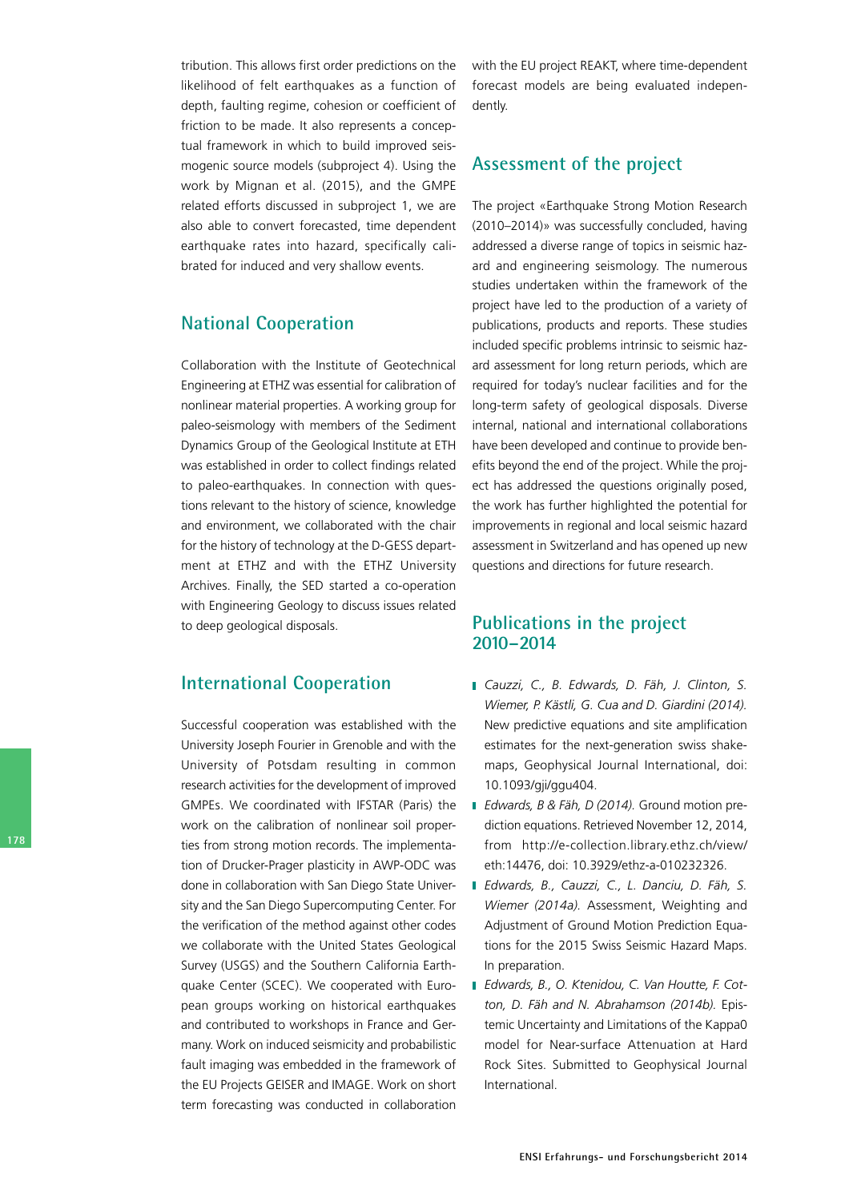tribution. This allows first order predictions on the likelihood of felt earthquakes as a function of depth, faulting regime, cohesion or coefficient of friction to be made. It also represents a conceptual framework in which to build improved seismogenic source models (subproject 4). Using the work by Mignan et al. (2015), and the GMPE related efforts discussed in subproject 1, we are also able to convert forecasted, time dependent earthquake rates into hazard, specifically calibrated for induced and very shallow events.

## National Cooperation

Collaboration with the Institute of Geotechnical Engineering at ETHZ was essential for calibration of nonlinear material properties. A working group for paleo-seismology with members of the Sediment Dynamics Group of the Geological Institute at ETH was established in order to collect findings related to paleo-earthquakes. In connection with questions relevant to the history of science, knowledge and environment, we collaborated with the chair for the history of technology at the D-GESS department at ETHZ and with the ETHZ University Archives. Finally, the SED started a co-operation with Engineering Geology to discuss issues related to deep geological disposals.

## International Cooperation

Successful cooperation was established with the University Joseph Fourier in Grenoble and with the University of Potsdam resulting in common research activities for the development of improved GMPEs. We coordinated with IFSTAR (Paris) the work on the calibration of nonlinear soil properties from strong motion records. The implementation of Drucker-Prager plasticity in AWP-ODC was done in collaboration with San Diego State University and the San Diego Supercomputing Center. For the verification of the method against other codes we collaborate with the United States Geological Survey (USGS) and the Southern California Earthquake Center (SCEC). We cooperated with European groups working on historical earthquakes and contributed to workshops in France and Germany. Work on induced seismicity and probabilistic fault imaging was embedded in the framework of the EU Projects GEISER and IMAGE. Work on short term forecasting was conducted in collaboration with the EU project REAKT, where time-dependent forecast models are being evaluated independently.

## Assessment of the project

The project «Earthquake Strong Motion Research (2010–2014)» was successfully concluded, having addressed a diverse range of topics in seismic hazard and engineering seismology. The numerous studies undertaken within the framework of the project have led to the production of a variety of publications, products and reports. These studies included specific problems intrinsic to seismic hazard assessment for long return periods, which are required for today's nuclear facilities and for the long-term safety of geological disposals. Diverse internal, national and international collaborations have been developed and continue to provide benefits beyond the end of the project. While the project has addressed the questions originally posed, the work has further highlighted the potential for improvements in regional and local seismic hazard assessment in Switzerland and has opened up new questions and directions for future research.

## Publications in the project 2010–2014

- *Cauzzi, C., B. Edwards, D. Fäh, J. Clinton, S. Wiemer, P. Kästli, G. Cua and D. Giardini (2014).* New predictive equations and site amplification estimates for the next-generation swiss shakemaps, Geophysical Journal International, doi: 10.1093/gji/ggu404.
- *Edwards, B & Fäh, D (2014).* Ground motion prediction equations. Retrieved November 12, 2014, from http://e-collection.library.ethz.ch/view/eth:14476, doi: 10.3929/ethz-a-010232326.
- *Edwards, B., Cauzzi, C., L. Danciu, D. Fäh, S. Wiemer (2014a).* Assessment, Weighting and Adjustment of Ground Motion Prediction Equations for the 2015 Swiss Seismic Hazard Maps. In preparation.
- *Edwards, B., O. Ktenidou, C. Van Houtte, F. Cotton, D. Fäh and N. Abrahamson (2014b).* Epistemic Uncertainty and Limitations of the Kappa0 model for Near-surface Attenuation at Hard Rock Sites. Submitted to Geophysical Journal International.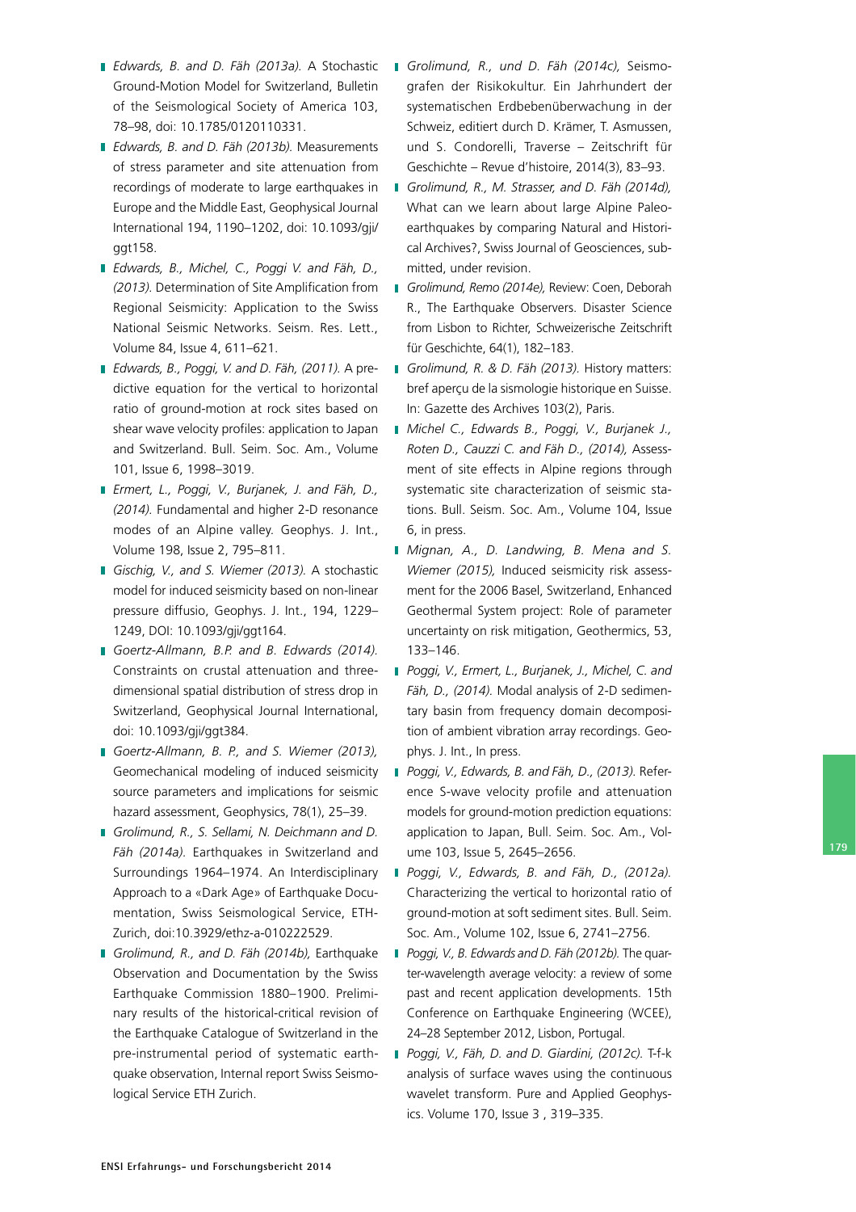- *Edwards, B. and D. Fäh (2013a).* A Stochastic Ground-Motion Model for Switzerland, Bulletin of the Seismological Society of America 103, 78–98, doi: 10.1785/0120110331.
- *Edwards, B. and D. Fäh (2013b).* Measurements of stress parameter and site attenuation from recordings of moderate to large earthquakes in Europe and the Middle East, Geophysical Journal International 194, 1190–1202, doi: 10.1093/gji/ggt158.
- *Edwards, B., Michel, C., Poggi V. and Fäh, D., (2013).* Determination of Site Amplification from Regional Seismicity: Application to the Swiss National Seismic Networks. Seism. Res. Lett., Volume 84, Issue 4, 611–621.
- *Edwards, B., Poggi, V. and D. Fäh, (2011).* A predictive equation for the vertical to horizontal ratio of ground-motion at rock sites based on shear wave velocity profiles: application to Japan and Switzerland. Bull. Seim. Soc. Am., Volume 101, Issue 6, 1998–3019.
- *Ermert, L., Poggi, V., Burjanek, J. and Fäh, D., (2014).* Fundamental and higher 2-D resonance modes of an Alpine valley. Geophys. J. Int., Volume 198, Issue 2, 795–811.
- *Gischig, V., and S. Wiemer (2013).* A stochastic model for induced seismicity based on non-linear pressure diffusio, Geophys. J. Int., 194, 1229–1249, DOI: 10.1093/gji/ggt164.
- *Goertz-Allmann, B.P. and B. Edwards (2014).* Constraints on crustal attenuation and three-dimensional spatial distribution of stress drop in Switzerland, Geophysical Journal International, doi: 10.1093/gji/ggt384.
- *Goertz-Allmann, B. P., and S. Wiemer (2013),* Geomechanical modeling of induced seismicity source parameters and implications for seismic hazard assessment, Geophysics, 78(1), 25–39.
- *Grolimund, R., S. Sellami, N. Deichmann and D. Fäh (2014a).* Earthquakes in Switzerland and Surroundings 1964–1974. An Interdisciplinary Approach to a «Dark Age» of Earthquake Documentation, Swiss Seismological Service, ETH-Zurich, doi:10.3929/ethz-a-010222529.
- *Grolimund, R., and D. Fäh (2014b),* Earthquake Observation and Documentation by the Swiss Earthquake Commission 1880–1900. Preliminary results of the historical-critical revision of the Earthquake Catalogue of Switzerland in the pre-instrumental period of systematic earthquake observation, Internal report Swiss Seismological Service ETH Zurich.
- *Grolimund, R., und D. Fäh (2014c),* Seismografen der Risikokultur. Ein Jahrhundert der systematischen Erdbebenüberwachung in der Schweiz, editiert durch D. Krämer, T. Asmussen, und S. Condorelli, Traverse – Zeitschrift für Geschichte – Revue d'histoire, 2014(3), 83–93.
- *Grolimund, R., M. Strasser, and D. Fäh (2014d),* What can we learn about large Alpine Paleo-earthquakes by comparing Natural and Historical Archives?, Swiss Journal of Geosciences, submitted, under revision.
- *Grolimund, Remo (2014e),* Review: Coen, Deborah R., The Earthquake Observers. Disaster Science from Lisbon to Richter, Schweizerische Zeitschrift für Geschichte, 64(1), 182–183.
- *Grolimund, R. & D. Fäh (2013).* History matters: bref aperçu de la sismologie historique en Suisse. In: Gazette des Archives 103(2), Paris.
- *Michel C., Edwards B., Poggi, V., Burjanek J., Roten D., Cauzzi C. and Fäh D., (2014),* Assessment of site effects in Alpine regions through systematic site characterization of seismic stations. Bull. Seism. Soc. Am., Volume 104, Issue 6, in press.
- *Mignan, A., D. Landwing, B. Mena and S. Wiemer (2015),* Induced seismicity risk assessment for the 2006 Basel, Switzerland, Enhanced Geothermal System project: Role of parameter uncertainty on risk mitigation, Geothermics, 53, 133–146.
- *Poggi, V., Ermert, L., Burjanek, J., Michel, C. and Fäh, D., (2014).* Modal analysis of 2-D sedimentary basin from frequency domain decomposition of ambient vibration array recordings. Geophys. J. Int., In press.
- *Poggi, V., Edwards, B. and Fäh, D., (2013).* Reference S-wave velocity profile and attenuation models for ground-motion prediction equations: application to Japan, Bull. Seim. Soc. Am., Volume 103, Issue 5, 2645–2656.
- *Poggi, V., Edwards, B. and Fäh, D., (2012a).* Characterizing the vertical to horizontal ratio of ground-motion at soft sediment sites. Bull. Seim. Soc. Am., Volume 102, Issue 6, 2741–2756.
- *Poggi, V., B. Edwards and D. Fäh (2012b).* The quarter-wavelength average velocity: a review of some past and recent application developments. 15th Conference on Earthquake Engineering (WCEE), 24–28 September 2012, Lisbon, Portugal.
- *Poggi, V., Fäh, D. and D. Giardini, (2012c).* T-f-k analysis of surface waves using the continuous wavelet transform. Pure and Applied Geophysics. Volume 170, Issue 3 , 319–335.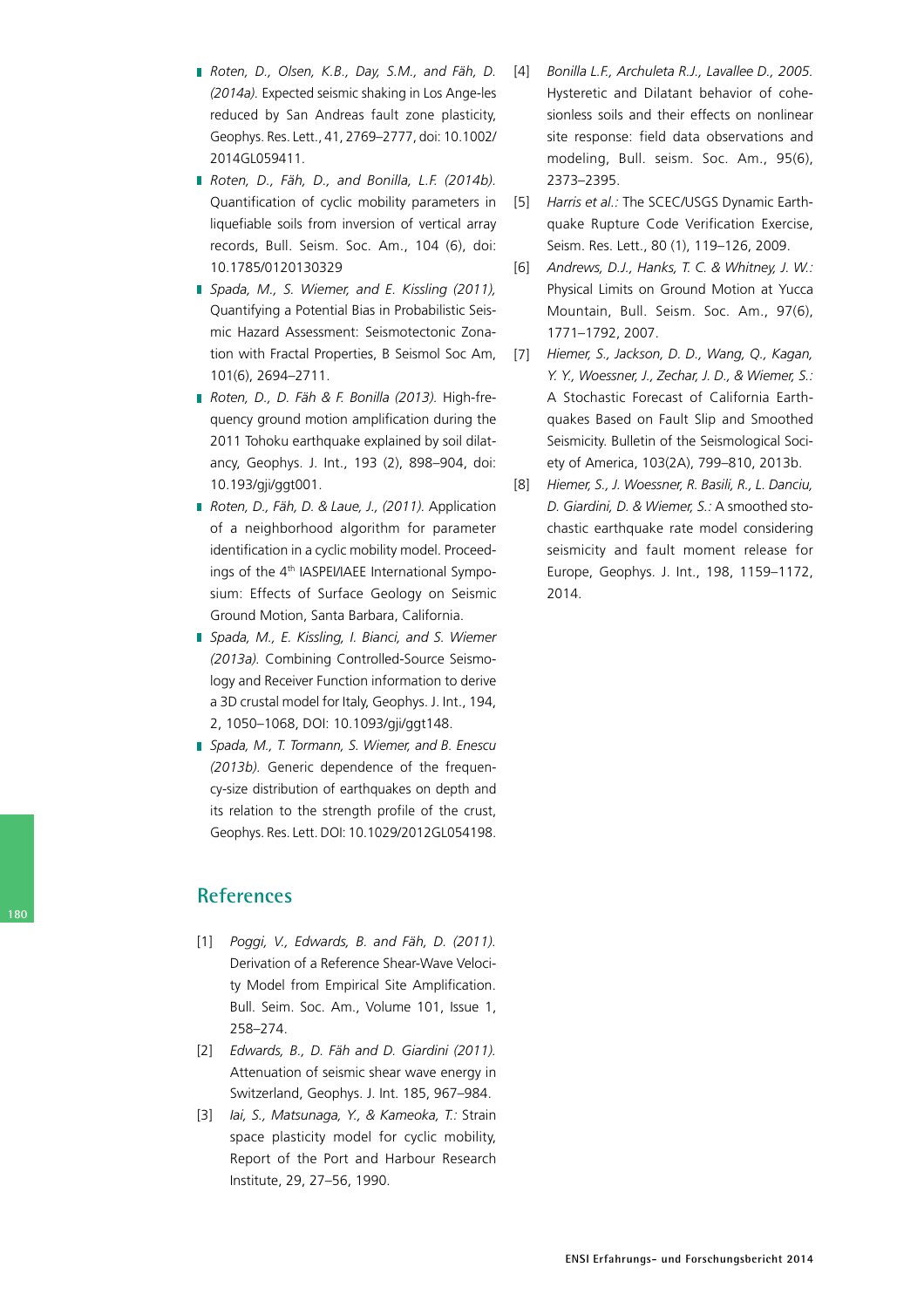- *Roten, D., Olsen, K.B., Day, S.M., and Fäh, D. (2014a).* Expected seismic shaking in Los Ange-les reduced by San Andreas fault zone plasticity, Geophys. Res. Lett., 41, 2769–2777, doi: 10.1002/2014GL059411.
- *Roten, D., Fäh, D., and Bonilla, L.F. (2014b).* Quantification of cyclic mobility parameters in liquefiable soils from inversion of vertical array records, Bull. Seism. Soc. Am., 104 (6), doi: 10.1785/0120130329
- *Spada, M., S. Wiemer, and E. Kissling (2011),* Quantifying a Potential Bias in Probabilistic Seismic Hazard Assessment: Seismotectonic Zonation with Fractal Properties, B Seismol Soc Am, 101(6), 2694–2711.
- *Roten, D., D. Fäh & F. Bonilla (2013).* High-frequency ground motion amplification during the 2011 Tohoku earthquake explained by soil dilatancy, Geophys. J. Int., 193 (2), 898–904, doi: 10.193/gji/ggt001.
- *Roten, D., Fäh, D. & Laue, J., (2011).* Application of a neighborhood algorithm for parameter identification in a cyclic mobility model. Proceedings of the 4th IASPEI/IAEE International Symposium: Effects of Surface Geology on Seismic Ground Motion, Santa Barbara, California.
- *Spada, M., E. Kissling, I. Bianci, and S. Wiemer (2013a).* Combining Controlled-Source Seismology and Receiver Function information to derive a 3D crustal model for Italy, Geophys. J. Int., 194, 2, 1050–1068, DOI: 10.1093/gji/ggt148.
- *Spada, M., T. Tormann, S. Wiemer, and B. Enescu (2013b).* Generic dependence of the frequency-size distribution of earthquakes on depth and its relation to the strength profile of the crust, Geophys. Res. Lett. DOI: 10.1029/2012GL054198.

## References

[1] *Poggi, V., Edwards, B. and Fäh, D. (2011).* Derivation of a Reference Shear-Wave Velocity Model from Empirical Site Amplification. Bull. Seim. Soc. Am., Volume 101, Issue 1, 258–274.

[2] *Edwards, B., D. Fäh and D. Giardini (2011).* Attenuation of seismic shear wave energy in Switzerland, Geophys. J. Int. 185, 967–984.

[3] *Iai, S., Matsunaga, Y., & Kameoka, T.:* Strain space plasticity model for cyclic mobility, Report of the Port and Harbour Research Institute, 29, 27–56, 1990.

[4] *Bonilla L.F., Archuleta R.J., Lavallee D., 2005.* Hysteretic and Dilatant behavior of cohesionless soils and their effects on nonlinear site response: field data observations and modeling, Bull. seism. Soc. Am., 95(6), 2373–2395.

[5] *Harris et al.:* The SCEC/USGS Dynamic Earthquake Rupture Code Verification Exercise, Seism. Res. Lett., 80 (1), 119–126, 2009.

[6] *Andrews, D.J., Hanks, T. C. & Whitney, J. W.:* Physical Limits on Ground Motion at Yucca Mountain, Bull. Seism. Soc. Am., 97(6), 1771–1792, 2007.

[7] *Hiemer, S., Jackson, D. D., Wang, Q., Kagan, Y. Y., Woessner, J., Zechar, J. D., & Wiemer, S.:* A Stochastic Forecast of California Earthquakes Based on Fault Slip and Smoothed Seismicity. Bulletin of the Seismological Society of America, 103(2A), 799–810, 2013b.

[8] *Hiemer, S., J. Woessner, R. Basili, R., L. Danciu, D. Giardini, D. & Wiemer, S.:* A smoothed stochastic earthquake rate model considering seismicity and fault moment release for Europe, Geophys. J. Int., 198, 1159–1172, 2014.